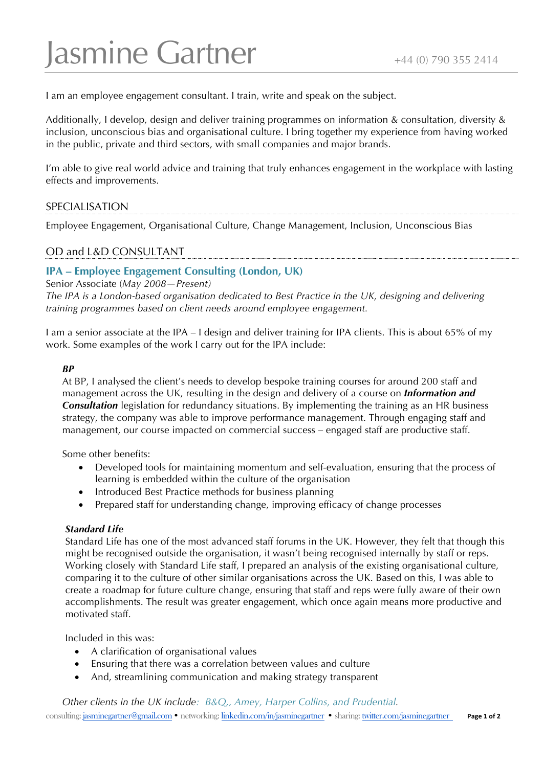# Jasmine Gartner

+44 (0) 790 355 2414

I am an employee engagement consultant. I train, write and speak on the subject.

Additionally, I develop, design and deliver training programmes on information & consultation, diversity & inclusion, unconscious bias and organisational culture. I bring together my experience from having worked in the public, private and third sectors, with small companies and major brands.

I'm able to give real world advice and training that truly enhances engagement in the workplace with lasting effects and improvements.

## SPECIALISATION

Employee Engagement, Organisational Culture, Change Management, Inclusion, Unconscious Bias

## OD and L&D CONSULTANT

### IPA – Employee Engagement Consulting (London, UK)

Senior Associate (*May 2008—Present)*

*The IPA is a London-based organisation dedicated to Best Practice in the UK, designing and delivering training programmes based on client needs around employee engagement.*

I am a senior associate at the IPA – I design and deliver training for IPA clients. This is about 65% of my work. Some examples of the work I carry out for the IPA include:

***BP***

At BP, I analysed the client's needs to develop bespoke training courses for around 200 staff and management across the UK, resulting in the design and delivery of a course on ***Information and Consultation*** legislation for redundancy situations. By implementing the training as an HR business strategy, the company was able to improve performance management. Through engaging staff and management, our course impacted on commercial success – engaged staff are productive staff.

Some other benefits:

- Developed tools for maintaining momentum and self-evaluation, ensuring that the process of learning is embedded within the culture of the organisation
- Introduced Best Practice methods for business planning
- Prepared staff for understanding change, improving efficacy of change processes

***Standard Life***

Standard Life has one of the most advanced staff forums in the UK. However, they felt that though this might be recognised outside the organisation, it wasn't being recognised internally by staff or reps. Working closely with Standard Life staff, I prepared an analysis of the existing organisational culture, comparing it to the culture of other similar organisations across the UK. Based on this, I was able to create a roadmap for future culture change, ensuring that staff and reps were fully aware of their own accomplishments. The result was greater engagement, which once again means more productive and motivated staff.

Included in this was:

- A clarification of organisational values
- Ensuring that there was a correlation between values and culture
- And, streamlining communication and making strategy transparent

*Other clients in the UK include: B&Q,, Amey, Harper Collins, and Prudential.*

consulting: jasminegartner@gmail.com • networking: linkedin.com/in/jasminegartner • sharing: twitter.com/jasminegartner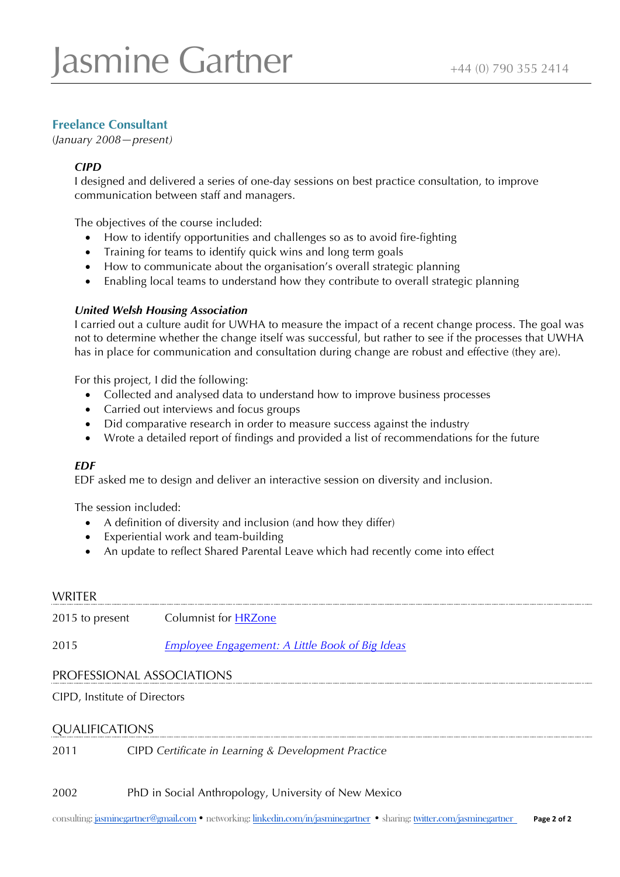# Jasmine Gartner

+44 (0) 790 355 2414

## Freelance Consultant

*(January 2008—present)*

### *CIPD*

I designed and delivered a series of one-day sessions on best practice consultation, to improve communication between staff and managers.

The objectives of the course included:

- How to identify opportunities and challenges so as to avoid fire-fighting
- Training for teams to identify quick wins and long term goals
- How to communicate about the organisation's overall strategic planning
- Enabling local teams to understand how they contribute to overall strategic planning

### *United Welsh Housing Association*

I carried out a culture audit for UWHA to measure the impact of a recent change process. The goal was not to determine whether the change itself was successful, but rather to see if the processes that UWHA has in place for communication and consultation during change are robust and effective (they are).

For this project, I did the following:

- Collected and analysed data to understand how to improve business processes
- Carried out interviews and focus groups
- Did comparative research in order to measure success against the industry
- Wrote a detailed report of findings and provided a list of recommendations for the future

### *EDF*

EDF asked me to design and deliver an interactive session on diversity and inclusion.

The session included:

- A definition of diversity and inclusion (and how they differ)
- Experiential work and team-building
- An update to reflect Shared Parental Leave which had recently come into effect

## WRITER

| | |
|---|---|
| 2015 to present | Columnist for HRZone |
| 2015 | *Employee Engagement: A Little Book of Big Ideas* |

## PROFESSIONAL ASSOCIATIONS

CIPD, Institute of Directors

## QUALIFICATIONS

| | |
|---|---|
| 2011 | CIPD *Certificate in Learning & Development Practice* |
| 2002 | PhD in Social Anthropology, University of New Mexico |

consulting: jasminegartner@gmail.com • networking: linkedin.com/in/jasminegartner • sharing: twitter.com/jasminegartner